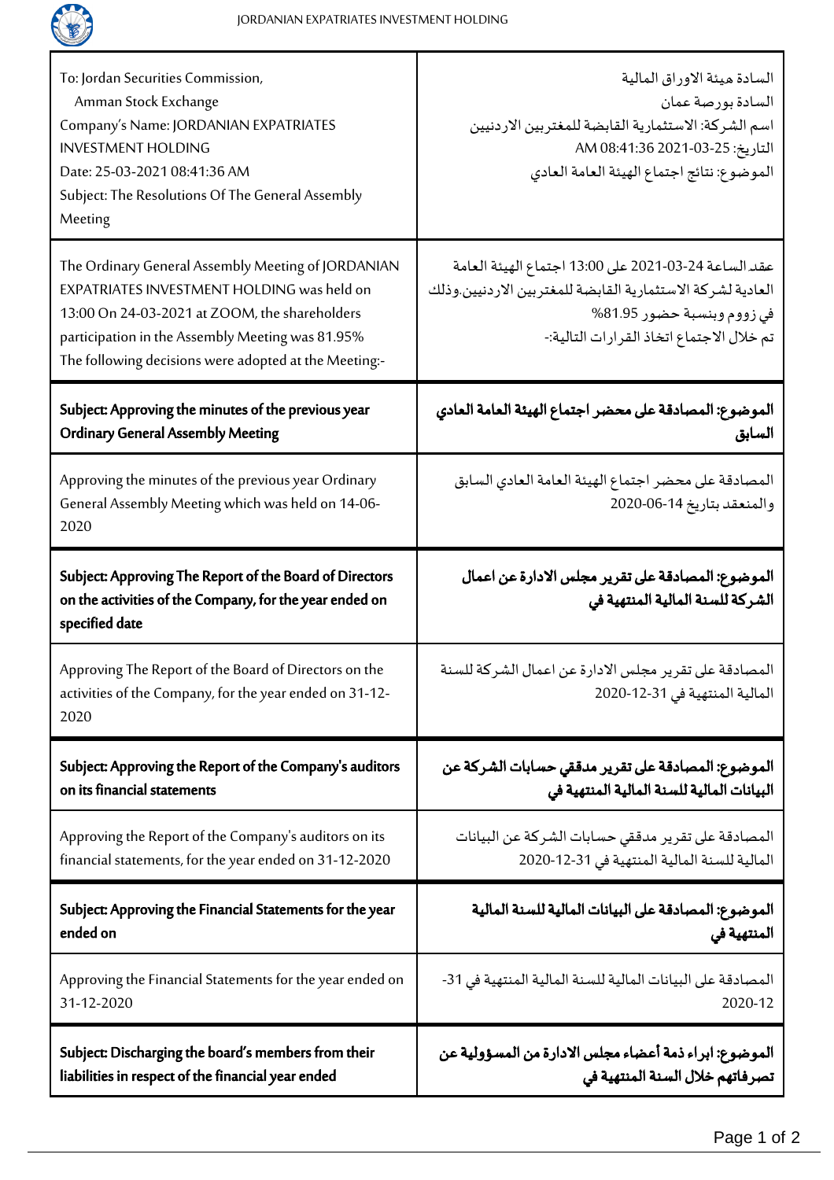| To: Jordan Securities Commission,<br>Amman Stock Exchange<br>Company's Name: JORDANIAN EXPATRIATES INVESTMENT HOLDING<br>Date: 25-03-2021 08:41:36 AM<br>Subject: The Resolutions Of The General Assembly Meeting | السادة هيئة الاوراق المالية<br>السادة بورصة عمان<br>اسم الشركة: الاستثمارية القابضة للمغتربين الاردنيين<br>التاريخ: 2021-03-25 08:41:36 AM<br>الموضوع: نتائج اجتماع الهيئة العامة العادي |
|---|---|
| The Ordinary General Assembly Meeting of JORDANIAN EXPATRIATES INVESTMENT HOLDING was held on 13:00 On 24-03-2021 at ZOOM, the shareholders participation in the Assembly Meeting was 81.95%<br>The following decisions were adopted at the Meeting:- | عقد الساعة 24-03-2021 على 13:00 اجتماع الهيئة العامة العادية لشركة الاستثمارية القابضة للمغتربين الاردنيين.وذلك في زووم وبنسبة حضور 81.95%<br>تم خلال الاجتماع اتخاذ القرارات التالية:- |
| **Subject: Approving the minutes of the previous year Ordinary General Assembly Meeting** | **الموضوع: المصادقة على محضر اجتماع الهيئة العامة العادي السابق** |
| Approving the minutes of the previous year Ordinary General Assembly Meeting which was held on 14-06-2020 | المصادقة على محضر اجتماع الهيئة العامة العادي السابق والمنعقد بتاريخ 14-06-2020 |
| **Subject: Approving The Report of the Board of Directors on the activities of the Company, for the year ended on specified date** | **الموضوع: المصادقة على تقرير مجلس الادارة عن اعمال الشركة للسنة المالية المنتهية في** |
| Approving The Report of the Board of Directors on the activities of the Company, for the year ended on 31-12-2020 | المصادقة على تقرير مجلس الادارة عن اعمال الشركة للسنة المالية المنتهية في 31-12-2020 |
| **Subject: Approving the Report of the Company's auditors on its financial statements** | **الموضوع: المصادقة على تقرير مدققي حسابات الشركة عن البيانات المالية للسنة المالية المنتهية في** |
| Approving the Report of the Company's auditors on its financial statements, for the year ended on 31-12-2020 | المصادقة على تقرير مدققي حسابات الشركة عن البيانات المالية للسنة المالية المنتهية في 31-12-2020 |
| **Subject: Approving the Financial Statements for the year ended on** | **الموضوع: المصادقة على البيانات المالية للسنة المالية المنتهية في** |
| Approving the Financial Statements for the year ended on 31-12-2020 | المصادقة على البيانات المالية للسنة المالية المنتهية في 31-12-2020 |
| **Subject: Discharging the board's members from their liabilities in respect of the financial year ended** | **الموضوع: ابراء ذمة أعضاء مجلس الادارة من المسؤولية عن تصرفاتهم خلال السنة المنتهية في** |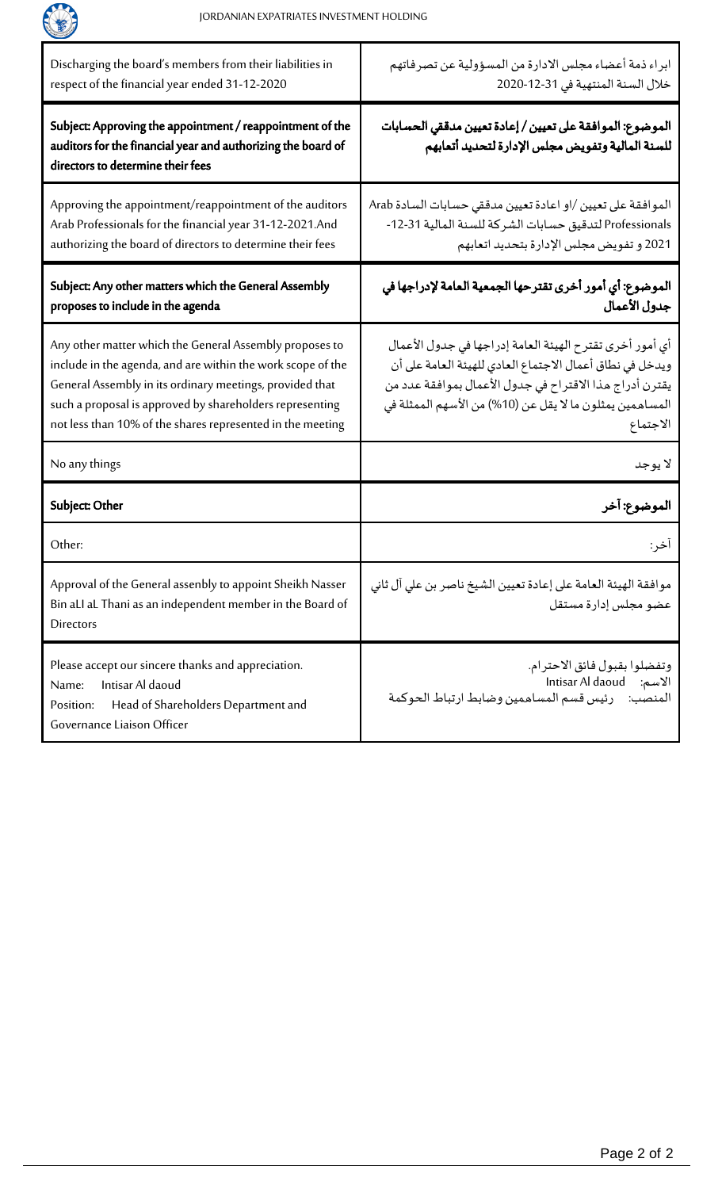| | |
|---|---|
| Discharging the board's members from their liabilities in respect of the financial year ended 31-12-2020 | ابراء ذمة أعضاء مجلس الادارة من المسؤولية عن تصرفاتهم خلال السنة المنتهية في 31-12-2020 |
| **Subject: Approving the appointment / reappointment of the auditors for the financial year and authorizing the board of directors to determine their fees** | **الموضوع: الموافقة على تعيين / إعادة تعيين مدققي الحسابات للسنة المالية وتفويض مجلس الإدارة لتحديد أتعابهم** |
| Approving the appointment/reappointment of the auditors Arab Professionals for the financial year 31-12-2021.And authorizing the board of directors to determine their fees | الموافقة على تعيين /او اعادة تعيين مدققي حسابات السادة Arab Professionals لتدقيق حسابات الشركة للسنة المالية 31-12-2021 و تفويض مجلس الإدارة بتحديد اتعابهم |
| **Subject: Any other matters which the General Assembly proposes to include in the agenda** | **الموضوع: أي أمور أخرى تقترحها الجمعية العامة لإدراجها في جدول الأعمال** |
| Any other matter which the General Assembly proposes to include in the agenda, and are within the work scope of the General Assembly in its ordinary meetings, provided that such a proposal is approved by shareholders representing not less than 10% of the shares represented in the meeting | أي أمور أخرى تقترح الهيئة العامة إدراجها في جدول الأعمال ويدخل في نطاق أعمال الاجتماع العادي للهيئة العامة على أن يقترن أدراج هذا الاقتراح في جدول الأعمال بموافقة عدد من المساهمين يمثلون ما لا يقل عن (10%) من الأسهم الممثلة في الاجتماع |
| No any things | لا يوجد |
| **Subject: Other** | **الموضوع: آخر** |
| Other: | آخر: |
| Approval of the General assenbly to appoint Sheikh Nasser Bin aLI aL Thani as an independent member in the Board of Directors | موافقة الهيئة العامة على إعادة تعيين الشيخ ناصر بن علي آل ثاني عضو مجلس إدارة مستقل |
| Please accept our sincere thanks and appreciation.<br>Name: Intisar Al daoud<br>Position: Head of Shareholders Department and Governance Liaison Officer | وتفضلوا بقبول فائق الاحترام.<br>الاسم: Intisar Al daoud<br>المنصب: رئيس قسم المساهمين وضابط ارتباط الحوكمة |